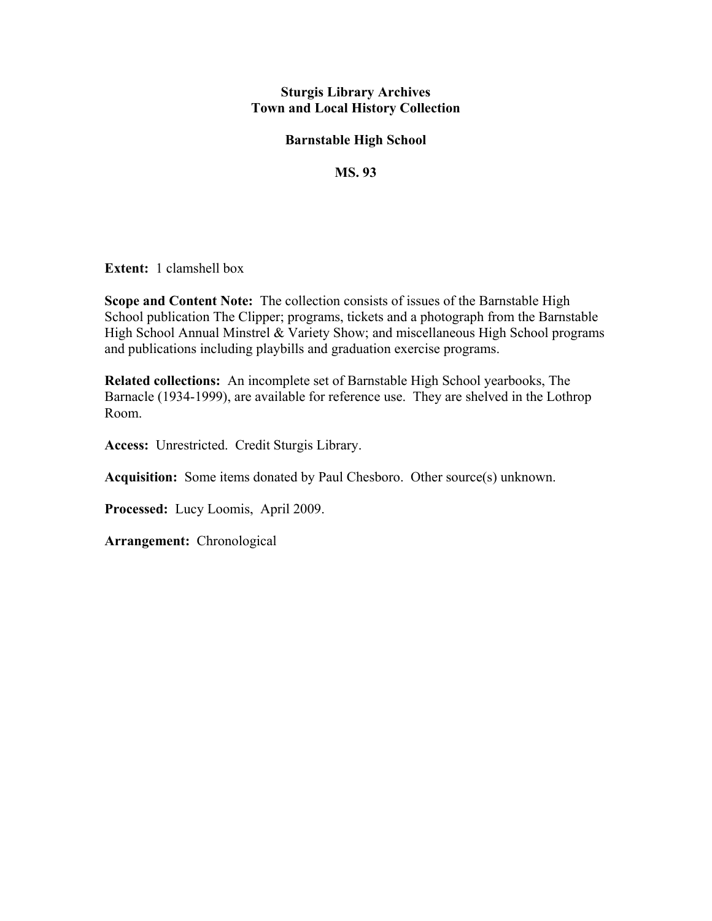# Sturgis Library Archives
# Town and Local History Collection

## Barnstable High School

## MS. 93

**Extent:** 1 clamshell box

**Scope and Content Note:** The collection consists of issues of the Barnstable High School publication The Clipper; programs, tickets and a photograph from the Barnstable High School Annual Minstrel & Variety Show; and miscellaneous High School programs and publications including playbills and graduation exercise programs.

**Related collections:** An incomplete set of Barnstable High School yearbooks, The Barnacle (1934-1999), are available for reference use. They are shelved in the Lothrop Room.

**Access:** Unrestricted. Credit Sturgis Library.

**Acquisition:** Some items donated by Paul Chesboro. Other source(s) unknown.

**Processed:** Lucy Loomis, April 2009.

**Arrangement:** Chronological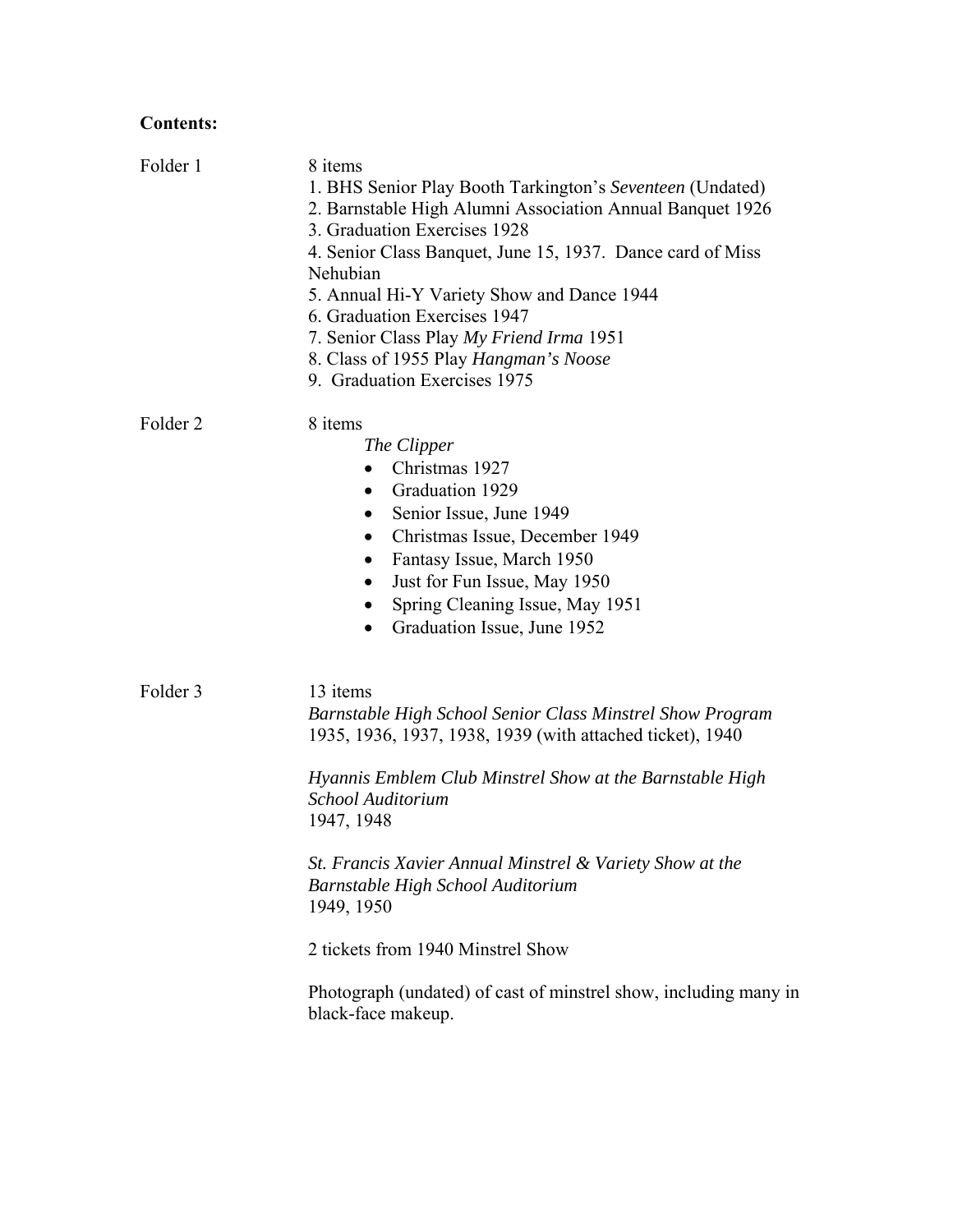**Contents:**

Folder 1

8 items

1. BHS Senior Play Booth Tarkington's *Seventeen* (Undated)
2. Barnstable High Alumni Association Annual Banquet 1926
3. Graduation Exercises 1928
4. Senior Class Banquet, June 15, 1937. Dance card of Miss Nehubian
5. Annual Hi-Y Variety Show and Dance 1944
6. Graduation Exercises 1947
7. Senior Class Play *My Friend Irma* 1951
8. Class of 1955 Play *Hangman's Noose*
9. Graduation Exercises 1975

Folder 2

8 items

*The Clipper*

- Christmas 1927
- Graduation 1929
- Senior Issue, June 1949
- Christmas Issue, December 1949
- Fantasy Issue, March 1950
- Just for Fun Issue, May 1950
- Spring Cleaning Issue, May 1951
- Graduation Issue, June 1952

Folder 3

13 items

*Barnstable High School Senior Class Minstrel Show Program*
1935, 1936, 1937, 1938, 1939 (with attached ticket), 1940

*Hyannis Emblem Club Minstrel Show at the Barnstable High School Auditorium*
1947, 1948

*St. Francis Xavier Annual Minstrel & Variety Show at the Barnstable High School Auditorium*
1949, 1950

2 tickets from 1940 Minstrel Show

Photograph (undated) of cast of minstrel show, including many in black-face makeup.